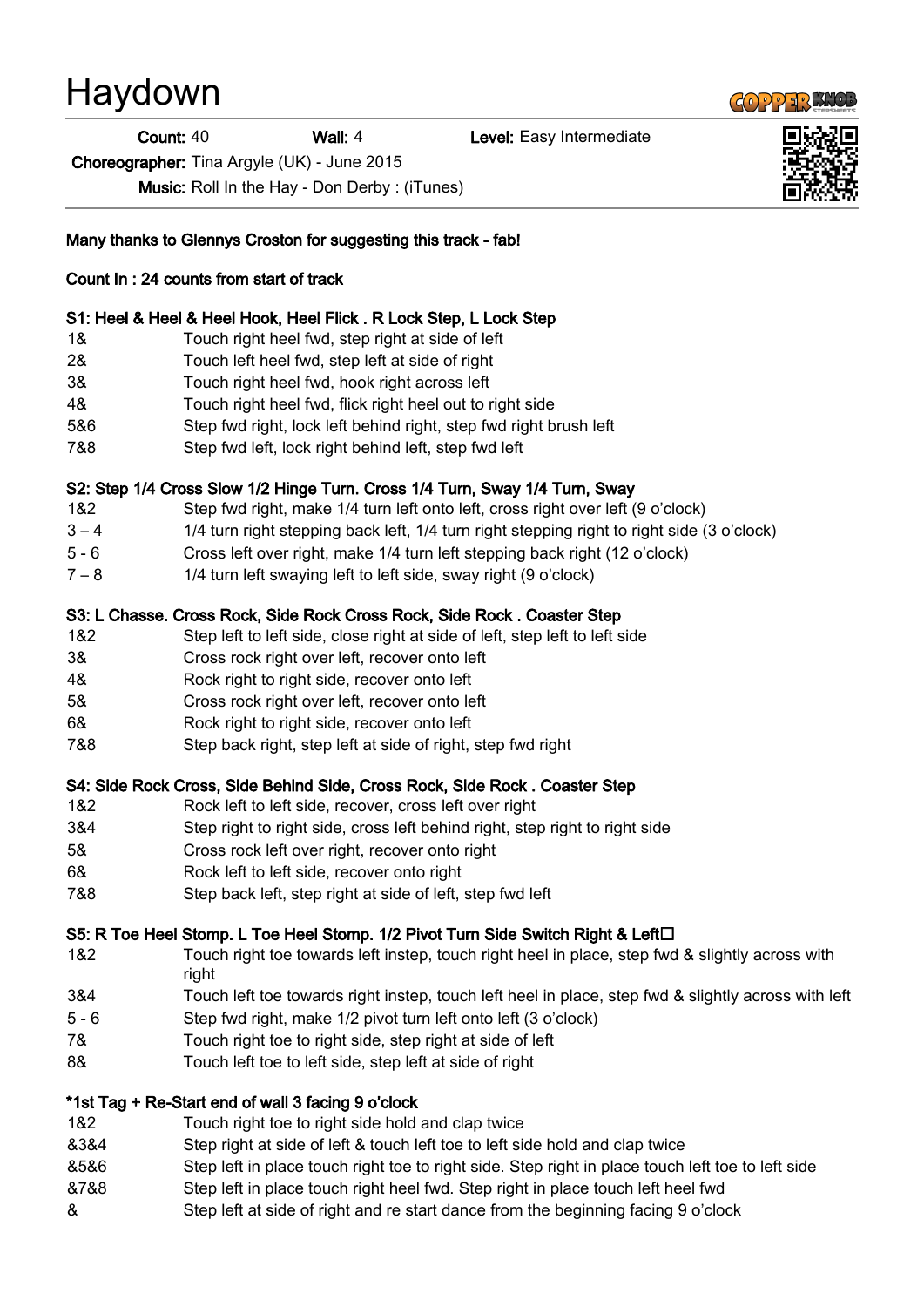# Haydown

**Count:** 40 **Wall:** 4 **Level:** Easy Intermediate

**Choreographer:** Tina Argyle (UK) - June 2015

**Music:** Roll In the Hay - Don Derby : (iTunes)

**Many thanks to Glennys Croston for suggesting this track - fab!**

**Count In : 24 counts from start of track**

**S1: Heel & Heel & Heel Hook, Heel Flick . R Lock Step, L Lock Step**

| | |
|---|---|
| 1& | Touch right heel fwd, step right at side of left |
| 2& | Touch left heel fwd, step left at side of right |
| 3& | Touch right heel fwd, hook right across left |
| 4& | Touch right heel fwd, flick right heel out to right side |
| 5&6 | Step fwd right, lock left behind right, step fwd right brush left |
| 7&8 | Step fwd left, lock right behind left, step fwd left |

**S2: Step 1/4 Cross Slow 1/2 Hinge Turn. Cross 1/4 Turn, Sway 1/4 Turn, Sway**

| | |
|---|---|
| 1&2 | Step fwd right, make 1/4 turn left onto left, cross right over left (9 o'clock) |
| 3 – 4 | 1/4 turn right stepping back left, 1/4 turn right stepping right to right side (3 o'clock) |
| 5 - 6 | Cross left over right, make 1/4 turn left stepping back right (12 o'clock) |
| 7 – 8 | 1/4 turn left swaying left to left side, sway right (9 o'clock) |

**S3: L Chasse. Cross Rock, Side Rock Cross Rock, Side Rock . Coaster Step**

| | |
|---|---|
| 1&2 | Step left to left side, close right at side of left, step left to left side |
| 3& | Cross rock right over left, recover onto left |
| 4& | Rock right to right side, recover onto left |
| 5& | Cross rock right over left, recover onto left |
| 6& | Rock right to right side, recover onto left |
| 7&8 | Step back right, step left at side of right, step fwd right |

**S4: Side Rock Cross, Side Behind Side, Cross Rock, Side Rock . Coaster Step**

| | |
|---|---|
| 1&2 | Rock left to left side, recover, cross left over right |
| 3&4 | Step right to right side, cross left behind right, step right to right side |
| 5& | Cross rock left over right, recover onto right |
| 6& | Rock left to left side, recover onto right |
| 7&8 | Step back left, step right at side of left, step fwd left |

**S5: R Toe Heel Stomp. L Toe Heel Stomp. 1/2 Pivot Turn Side Switch Right & Left□**

| | |
|---|---|
| 1&2 | Touch right toe towards left instep, touch right heel in place, step fwd & slightly across with right |
| 3&4 | Touch left toe towards right instep, touch left heel in place, step fwd & slightly across with left |
| 5 - 6 | Step fwd right, make 1/2 pivot turn left onto left (3 o'clock) |
| 7& | Touch right toe to right side, step right at side of left |
| 8& | Touch left toe to left side, step left at side of right |

**\*1st Tag + Re-Start end of wall 3 facing 9 o'clock**

| | |
|---|---|
| 1&2 | Touch right toe to right side hold and clap twice |
| &3&4 | Step right at side of left & touch left toe to left side hold and clap twice |
| &5&6 | Step left in place touch right toe to right side. Step right in place touch left toe to left side |
| &7&8 | Step left in place touch right heel fwd. Step right in place touch left heel fwd |
| & | Step left at side of right and re start dance from the beginning facing 9 o'clock |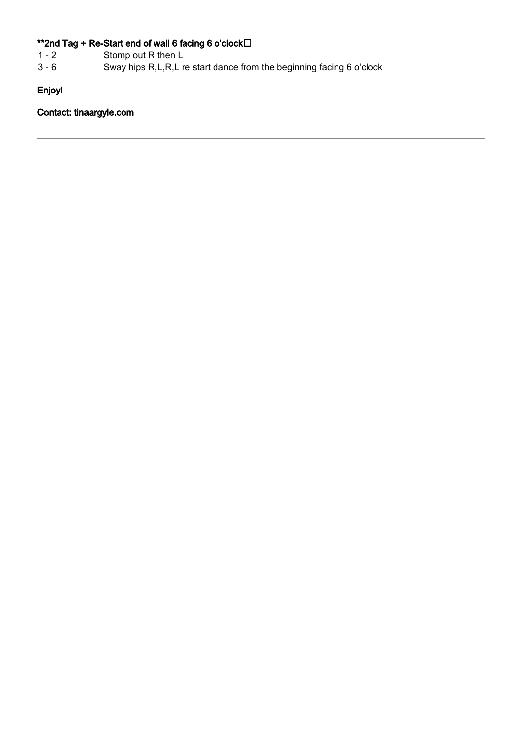**2nd Tag + Re-Start end of wall 6 facing 6 o'clock□

| | |
|---|---|
| 1 - 2 | Stomp out R then L |
| 3 - 6 | Sway hips R,L,R,L re start dance from the beginning facing 6 o'clock |

**Enjoy!**

**Contact: tinaargyle.com**

---